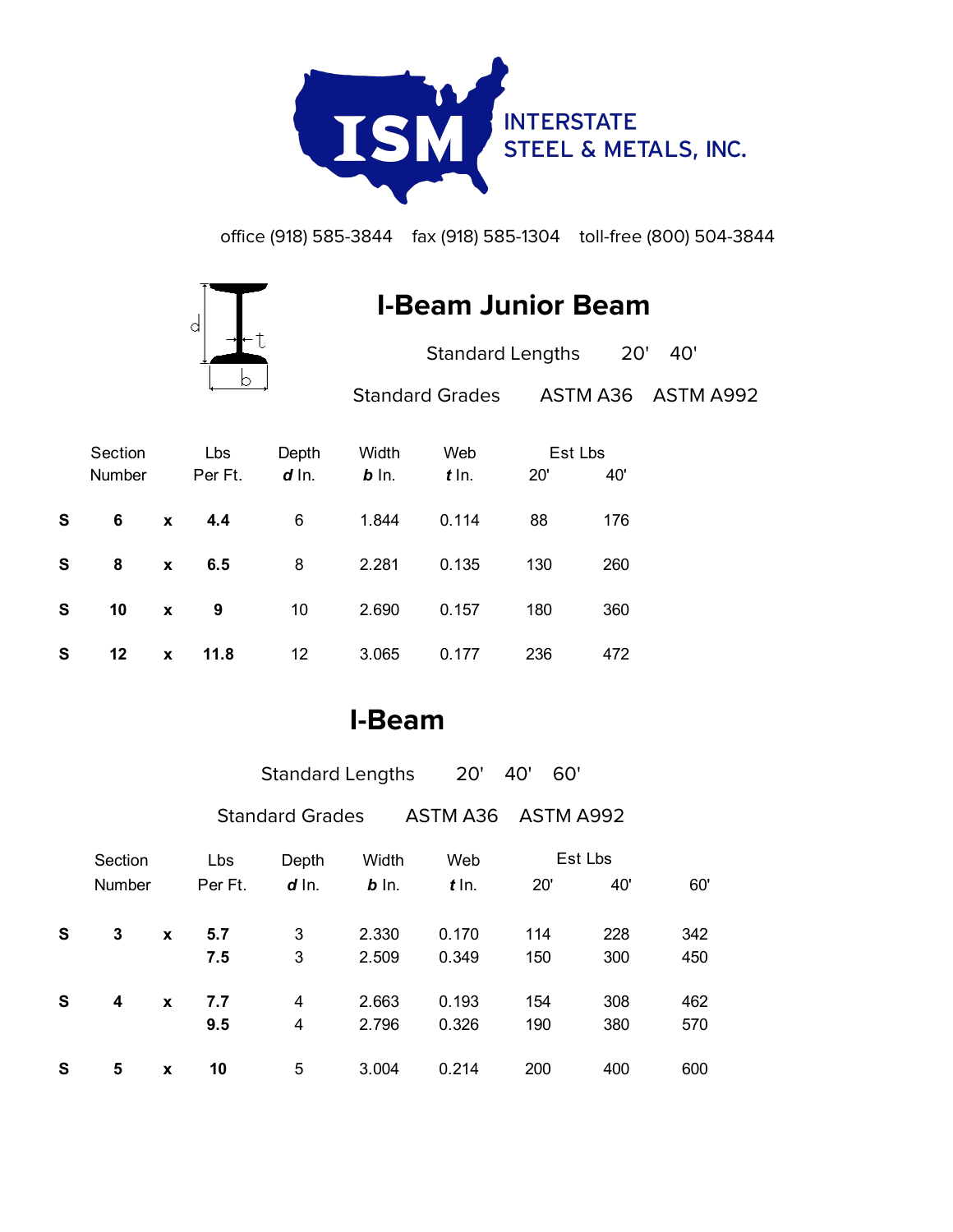ISM

INTERSTATE
STEEL & METALS, INC.

office (918) 585-3844    fax (918) 585-1304    toll-free (800) 504-3844

# I-Beam Junior Beam

Standard Lengths    20'    40'

Standard Grades    ASTM A36    ASTM A992

| | Section Number | | Lbs Per Ft. | Depth ***d*** In. | Width ***b*** In. | Web ***t*** In. | Est Lbs 20' | Est Lbs 40' |
|---|---|---|---|---|---|---|---|---|
| **S** | **6** | **x** | **4.4** | 6 | 1.844 | 0.114 | 88 | 176 |
| **S** | **8** | **x** | **6.5** | 8 | 2.281 | 0.135 | 130 | 260 |
| **S** | **10** | **x** | **9** | 10 | 2.690 | 0.157 | 180 | 360 |
| **S** | **12** | **x** | **11.8** | 12 | 3.065 | 0.177 | 236 | 472 |

# I-Beam

Standard Lengths    20'    40'    60'

Standard Grades    ASTM A36    ASTM A992

| | Section Number | | Lbs Per Ft. | Depth ***d*** In. | Width ***b*** In. | Web ***t*** In. | Est Lbs 20' | Est Lbs 40' | Est Lbs 60' |
|---|---|---|---|---|---|---|---|---|---|
| **S** | **3** | **x** | **5.7** | 3 | 2.330 | 0.170 | 114 | 228 | 342 |
| | | | **7.5** | 3 | 2.509 | 0.349 | 150 | 300 | 450 |
| **S** | **4** | **x** | **7.7** | 4 | 2.663 | 0.193 | 154 | 308 | 462 |
| | | | **9.5** | 4 | 2.796 | 0.326 | 190 | 380 | 570 |
| **S** | **5** | **x** | **10** | 5 | 3.004 | 0.214 | 200 | 400 | 600 |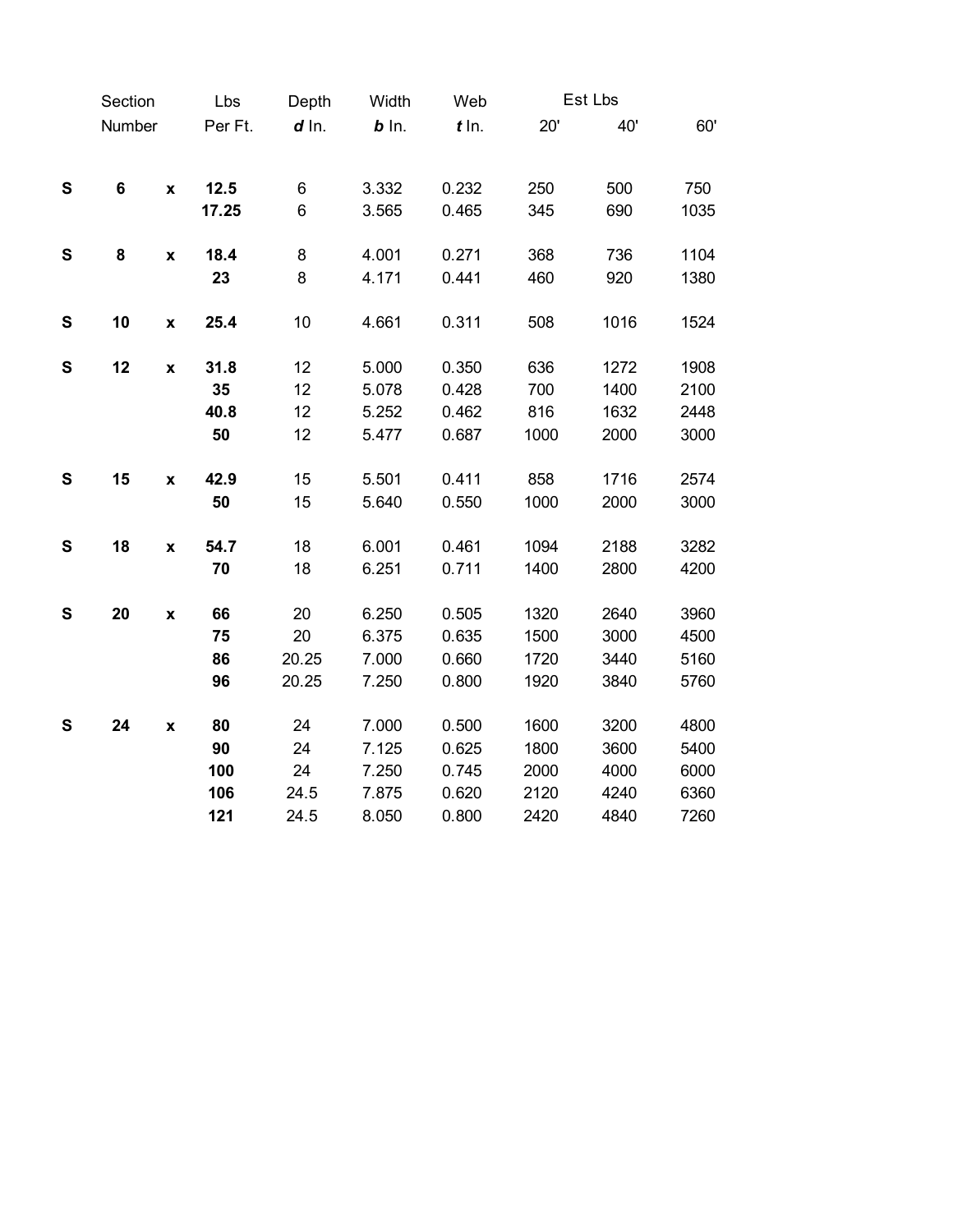| | Section Number | | Lbs Per Ft. | Depth *d* In. | Width *b* In. | Web *t* In. | Est Lbs 20' | 40' | 60' |
|---|---|---|---|---|---|---|---|---|---|
| **S** | **6** | **x** | **12.5** | 6 | 3.332 | 0.232 | 250 | 500 | 750 |
| | | | **17.25** | 6 | 3.565 | 0.465 | 345 | 690 | 1035 |
| **S** | **8** | **x** | **18.4** | 8 | 4.001 | 0.271 | 368 | 736 | 1104 |
| | | | **23** | 8 | 4.171 | 0.441 | 460 | 920 | 1380 |
| **S** | **10** | **x** | **25.4** | 10 | 4.661 | 0.311 | 508 | 1016 | 1524 |
| **S** | **12** | **x** | **31.8** | 12 | 5.000 | 0.350 | 636 | 1272 | 1908 |
| | | | **35** | 12 | 5.078 | 0.428 | 700 | 1400 | 2100 |
| | | | **40.8** | 12 | 5.252 | 0.462 | 816 | 1632 | 2448 |
| | | | **50** | 12 | 5.477 | 0.687 | 1000 | 2000 | 3000 |
| **S** | **15** | **x** | **42.9** | 15 | 5.501 | 0.411 | 858 | 1716 | 2574 |
| | | | **50** | 15 | 5.640 | 0.550 | 1000 | 2000 | 3000 |
| **S** | **18** | **x** | **54.7** | 18 | 6.001 | 0.461 | 1094 | 2188 | 3282 |
| | | | **70** | 18 | 6.251 | 0.711 | 1400 | 2800 | 4200 |
| **S** | **20** | **x** | **66** | 20 | 6.250 | 0.505 | 1320 | 2640 | 3960 |
| | | | **75** | 20 | 6.375 | 0.635 | 1500 | 3000 | 4500 |
| | | | **86** | 20.25 | 7.000 | 0.660 | 1720 | 3440 | 5160 |
| | | | **96** | 20.25 | 7.250 | 0.800 | 1920 | 3840 | 5760 |
| **S** | **24** | **x** | **80** | 24 | 7.000 | 0.500 | 1600 | 3200 | 4800 |
| | | | **90** | 24 | 7.125 | 0.625 | 1800 | 3600 | 5400 |
| | | | **100** | 24 | 7.250 | 0.745 | 2000 | 4000 | 6000 |
| | | | **106** | 24.5 | 7.875 | 0.620 | 2120 | 4240 | 6360 |
| | | | **121** | 24.5 | 8.050 | 0.800 | 2420 | 4840 | 7260 |